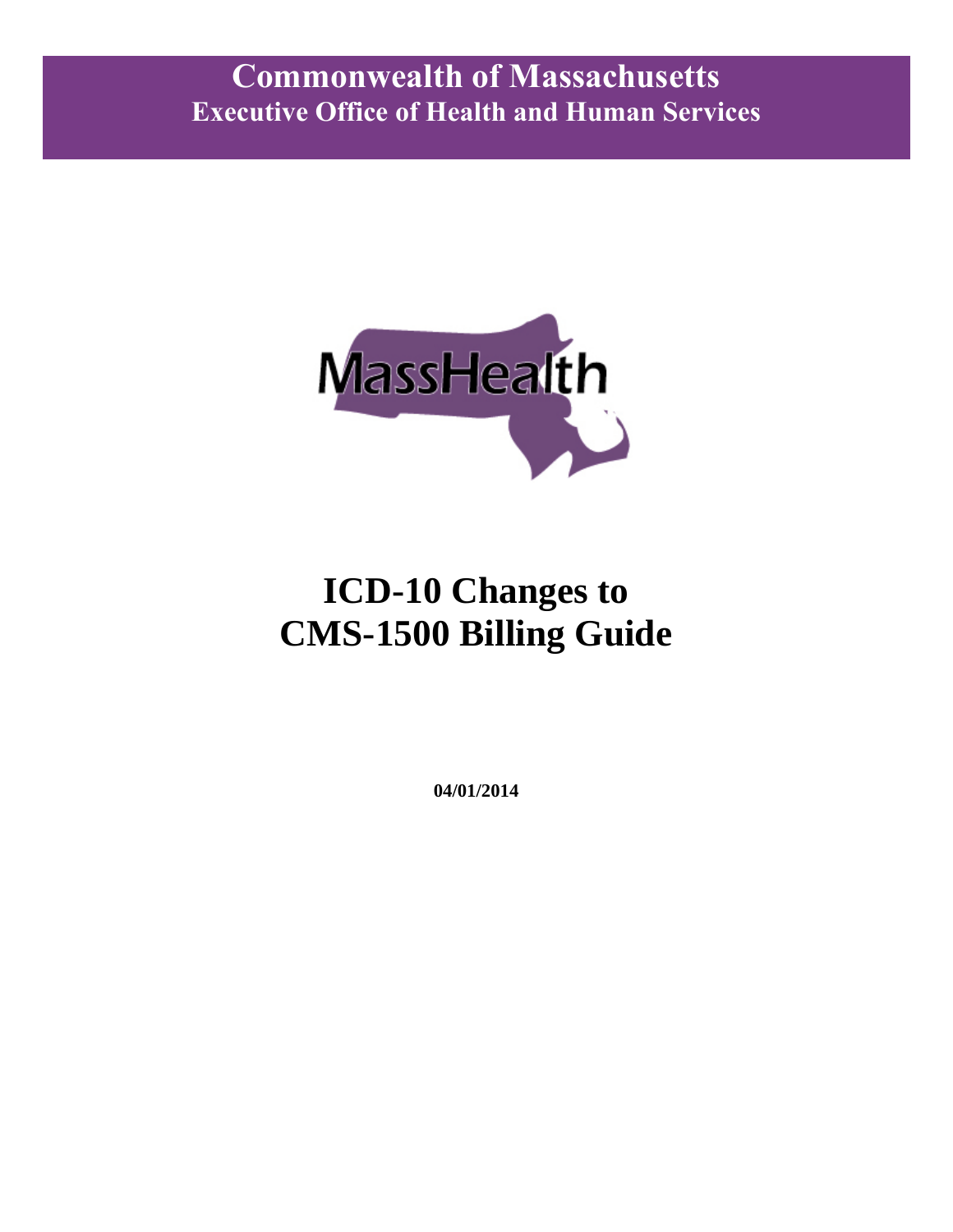**Commonwealth of Massachusetts**
**Executive Office of Health and Human Services**

MassHealth

# ICD-10 Changes to CMS-1500 Billing Guide

**04/01/2014**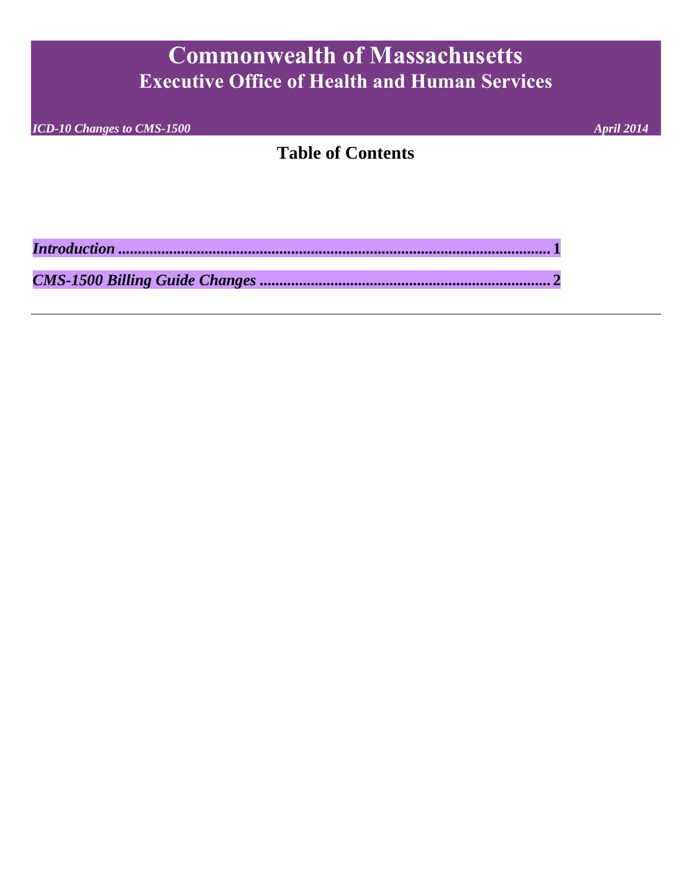# Table of Contents

*Introduction* ............................................................................................................ 1

*CMS-1500 Billing Guide Changes* ........................................................................ 2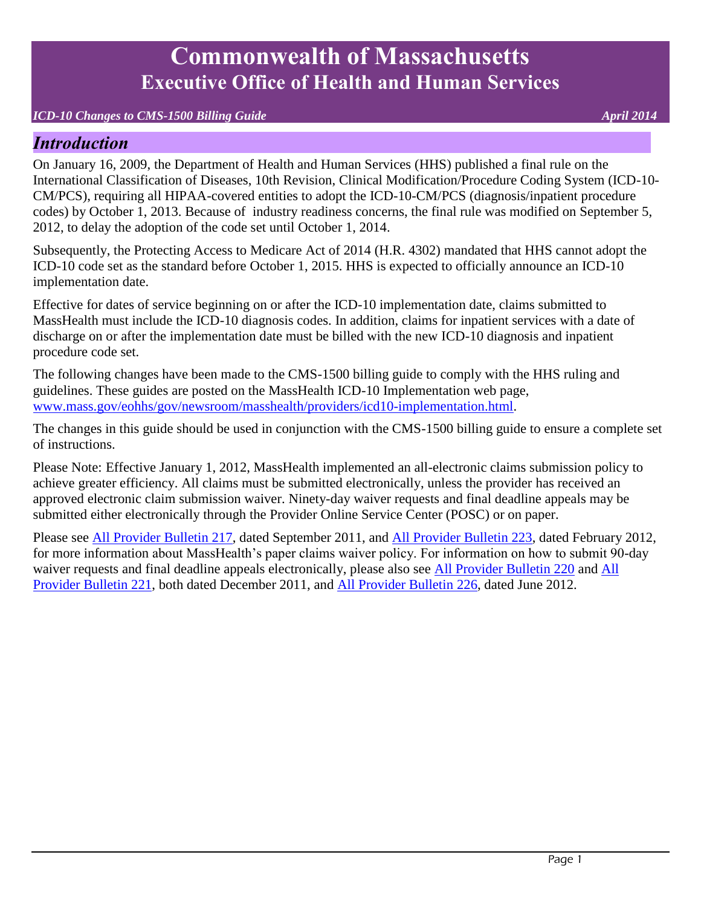# Commonwealth of Massachusetts
## Executive Office of Health and Human Services

*ICD-10 Changes to CMS-1500 Billing Guide* *April 2014*

## *Introduction*

On January 16, 2009, the Department of Health and Human Services (HHS) published a final rule on the International Classification of Diseases, 10th Revision, Clinical Modification/Procedure Coding System (ICD-10-CM/PCS), requiring all HIPAA-covered entities to adopt the ICD-10-CM/PCS (diagnosis/inpatient procedure codes) by October 1, 2013. Because of industry readiness concerns, the final rule was modified on September 5, 2012, to delay the adoption of the code set until October 1, 2014.

Subsequently, the Protecting Access to Medicare Act of 2014 (H.R. 4302) mandated that HHS cannot adopt the ICD-10 code set as the standard before October 1, 2015. HHS is expected to officially announce an ICD-10 implementation date.

Effective for dates of service beginning on or after the ICD-10 implementation date, claims submitted to MassHealth must include the ICD-10 diagnosis codes. In addition, claims for inpatient services with a date of discharge on or after the implementation date must be billed with the new ICD-10 diagnosis and inpatient procedure code set.

The following changes have been made to the CMS-1500 billing guide to comply with the HHS ruling and guidelines. These guides are posted on the MassHealth ICD-10 Implementation web page, www.mass.gov/eohhs/gov/newsroom/masshealth/providers/icd10-implementation.html.

The changes in this guide should be used in conjunction with the CMS-1500 billing guide to ensure a complete set of instructions.

Please Note: Effective January 1, 2012, MassHealth implemented an all-electronic claims submission policy to achieve greater efficiency. All claims must be submitted electronically, unless the provider has received an approved electronic claim submission waiver. Ninety-day waiver requests and final deadline appeals may be submitted either electronically through the Provider Online Service Center (POSC) or on paper.

Please see All Provider Bulletin 217, dated September 2011, and All Provider Bulletin 223, dated February 2012, for more information about MassHealth's paper claims waiver policy. For information on how to submit 90-day waiver requests and final deadline appeals electronically, please also see All Provider Bulletin 220 and All Provider Bulletin 221, both dated December 2011, and All Provider Bulletin 226, dated June 2012.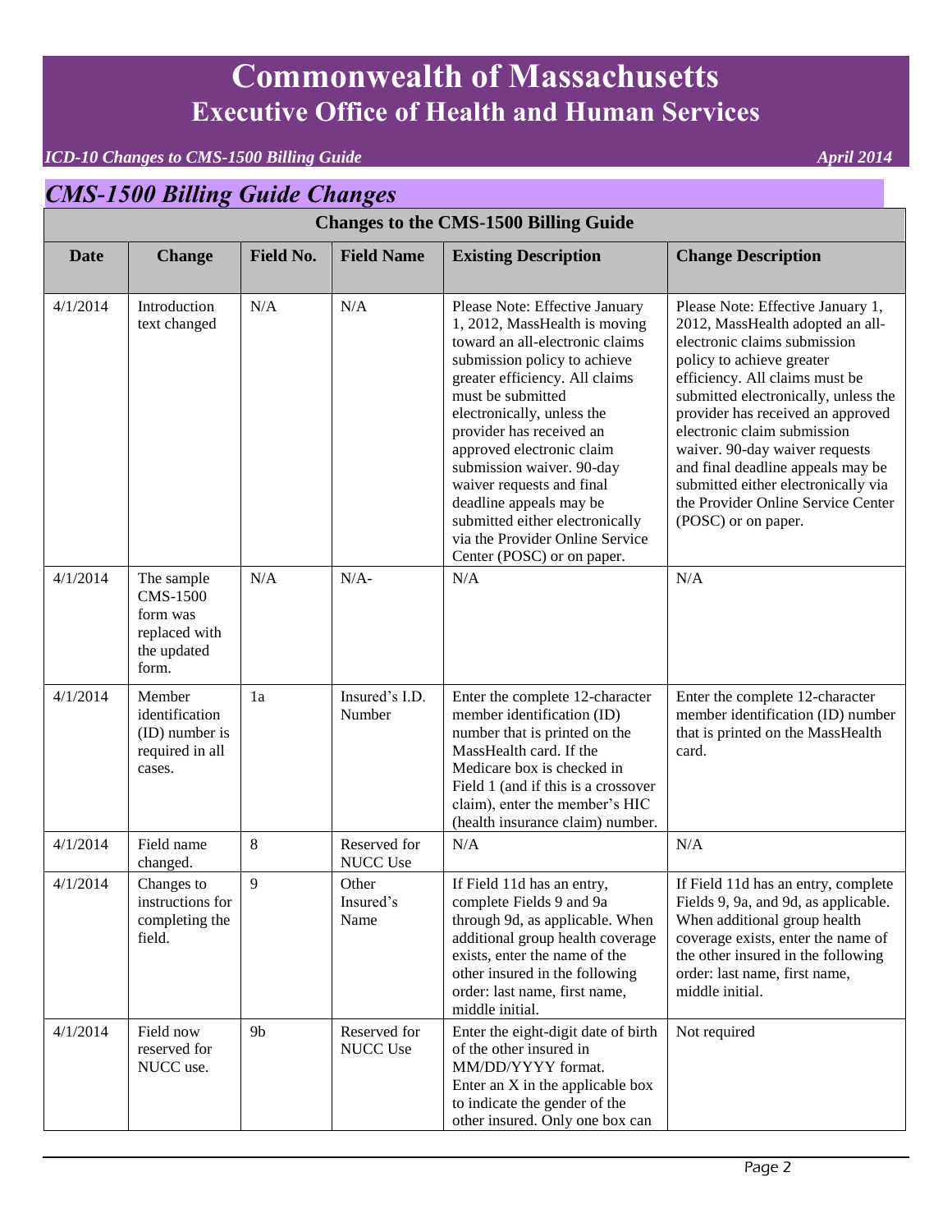# Commonwealth of Massachusetts
## Executive Office of Health and Human Services

*ICD-10 Changes to CMS-1500 Billing Guide* *April 2014*

## *CMS-1500 Billing Guide Changes*

| Changes to the CMS-1500 Billing Guide | | | | | |
|---|---|---|---|---|---|
| **Date** | **Change** | **Field No.** | **Field Name** | **Existing Description** | **Change Description** |
| 4/1/2014 | Introduction text changed | N/A | N/A | Please Note: Effective January 1, 2012, MassHealth is moving toward an all-electronic claims submission policy to achieve greater efficiency. All claims must be submitted electronically, unless the provider has received an approved electronic claim submission waiver. 90-day waiver requests and final deadline appeals may be submitted either electronically via the Provider Online Service Center (POSC) or on paper. | Please Note: Effective January 1, 2012, MassHealth adopted an all-electronic claims submission policy to achieve greater efficiency. All claims must be submitted electronically, unless the provider has received an approved electronic claim submission waiver. 90-day waiver requests and final deadline appeals may be submitted either electronically via the Provider Online Service Center (POSC) or on paper. |
| 4/1/2014 | The sample CMS-1500 form was replaced with the updated form. | N/A | N/A- | N/A | N/A |
| 4/1/2014 | Member identification (ID) number is required in all cases. | 1a | Insured's I.D. Number | Enter the complete 12-character member identification (ID) number that is printed on the MassHealth card. If the Medicare box is checked in Field 1 (and if this is a crossover claim), enter the member's HIC (health insurance claim) number. | Enter the complete 12-character member identification (ID) number that is printed on the MassHealth card. |
| 4/1/2014 | Field name changed. | 8 | Reserved for NUCC Use | N/A | N/A |
| 4/1/2014 | Changes to instructions for completing the field. | 9 | Other Insured's Name | If Field 11d has an entry, complete Fields 9 and 9a through 9d, as applicable. When additional group health coverage exists, enter the name of the other insured in the following order: last name, first name, middle initial. | If Field 11d has an entry, complete Fields 9, 9a, and 9d, as applicable. When additional group health coverage exists, enter the name of the other insured in the following order: last name, first name, middle initial. |
| 4/1/2014 | Field now reserved for NUCC use. | 9b | Reserved for NUCC Use | Enter the eight-digit date of birth of the other insured in MM/DD/YYYY format. Enter an X in the applicable box to indicate the gender of the other insured. Only one box can | Not required |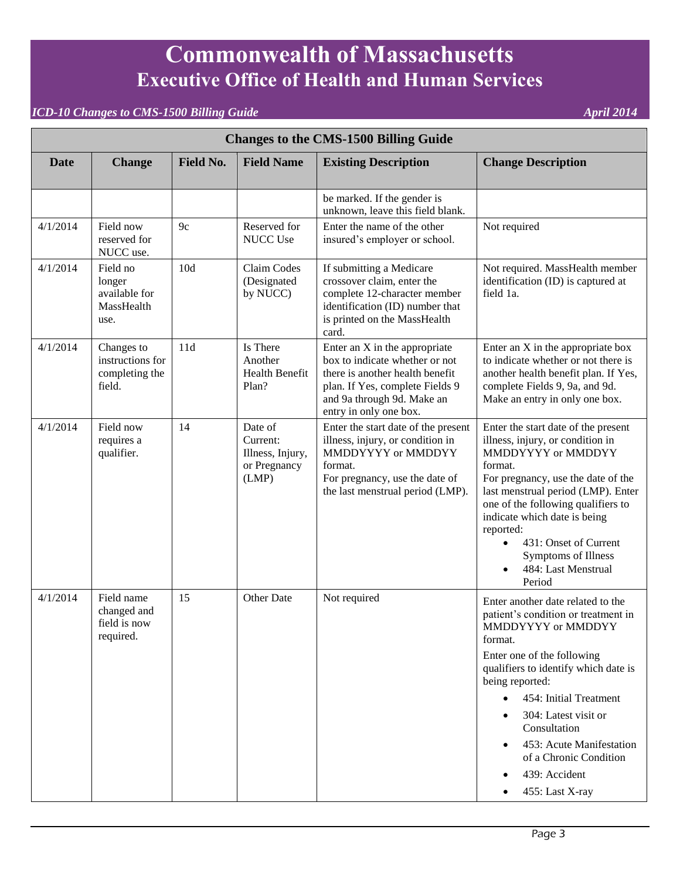| Changes to the CMS-1500 Billing Guide | | | | | |
|---|---|---|---|---|---|
| **Date** | **Change** | **Field No.** | **Field Name** | **Existing Description** | **Change Description** |
| | | | | be marked. If the gender is unknown, leave this field blank. | |
| 4/1/2014 | Field now reserved for NUCC use. | 9c | Reserved for NUCC Use | Enter the name of the other insured's employer or school. | Not required |
| 4/1/2014 | Field no longer available for MassHealth use. | 10d | Claim Codes (Designated by NUCC) | If submitting a Medicare crossover claim, enter the complete 12-character member identification (ID) number that is printed on the MassHealth card. | Not required. MassHealth member identification (ID) is captured at field 1a. |
| 4/1/2014 | Changes to instructions for completing the field. | 11d | Is There Another Health Benefit Plan? | Enter an X in the appropriate box to indicate whether or not there is another health benefit plan. If Yes, complete Fields 9 and 9a through 9d. Make an entry in only one box. | Enter an X in the appropriate box to indicate whether or not there is another health benefit plan. If Yes, complete Fields 9, 9a, and 9d. Make an entry in only one box. |
| 4/1/2014 | Field now requires a qualifier. | 14 | Date of Current: Illness, Injury, or Pregnancy (LMP) | Enter the start date of the present illness, injury, or condition in MMDDYYYY or MMDDYY format.<br>For pregnancy, use the date of the last menstrual period (LMP). | Enter the start date of the present illness, injury, or condition in MMDDYYYY or MMDDYY format.<br>For pregnancy, use the date of the last menstrual period (LMP). Enter one of the following qualifiers to indicate which date is being reported:<br>• 431: Onset of Current Symptoms of Illness<br>• 484: Last Menstrual Period |
| 4/1/2014 | Field name changed and field is now required. | 15 | Other Date | Not required | Enter another date related to the patient's condition or treatment in MMDDYYYY or MMDDYY format.<br>Enter one of the following qualifiers to identify which date is being reported:<br>• 454: Initial Treatment<br>• 304: Latest visit or Consultation<br>• 453: Acute Manifestation of a Chronic Condition<br>• 439: Accident<br>• 455: Last X-ray |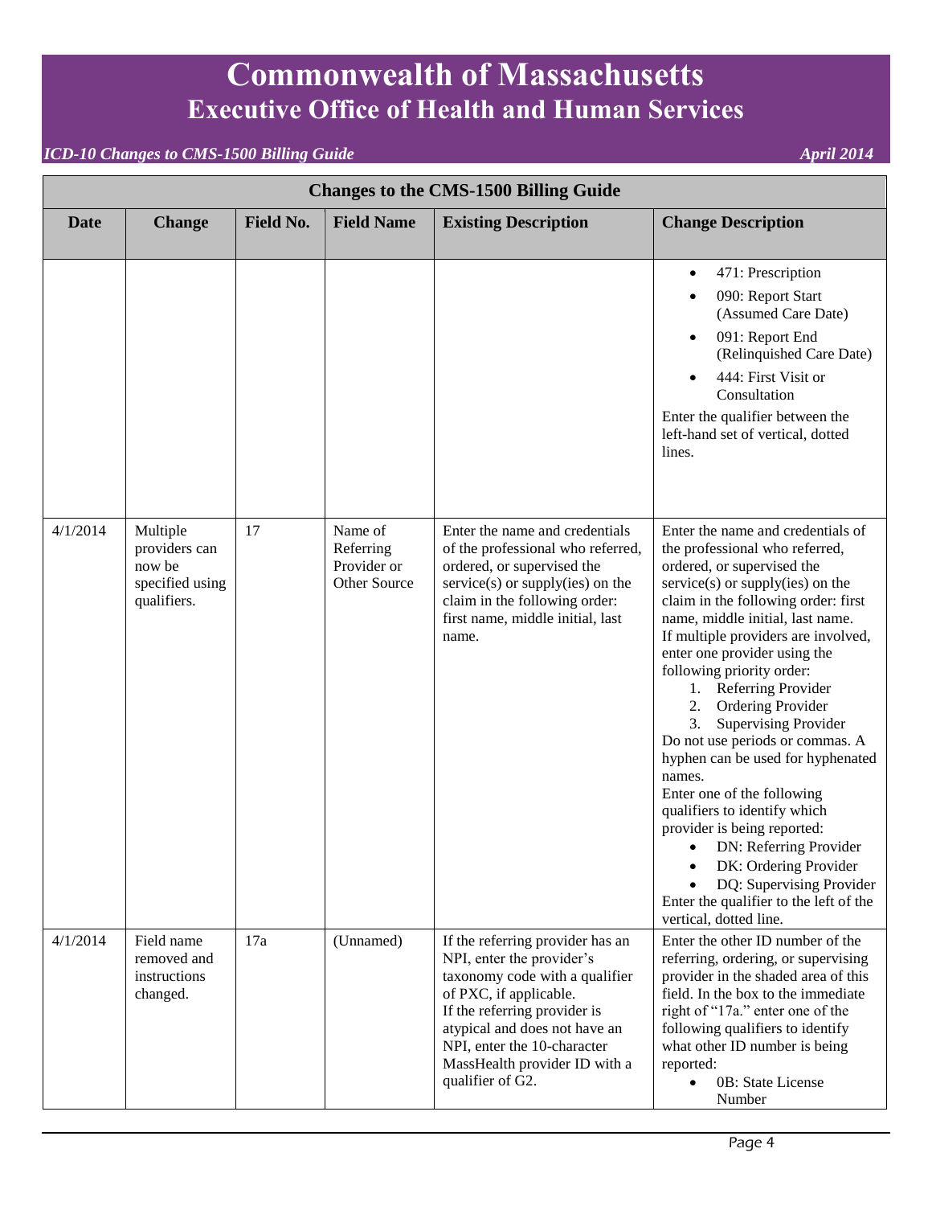# Commonwealth of Massachusetts
## Executive Office of Health and Human Services

*ICD-10 Changes to CMS-1500 Billing Guide* *April 2014*

| Changes to the CMS-1500 Billing Guide | | | | | |
|---|---|---|---|---|---|
| **Date** | **Change** | **Field No.** | **Field Name** | **Existing Description** | **Change Description** |
| | | | | | • 471: Prescription<br>• 090: Report Start (Assumed Care Date)<br>• 091: Report End (Relinquished Care Date)<br>• 444: First Visit or Consultation<br>Enter the qualifier between the left-hand set of vertical, dotted lines. |
| 4/1/2014 | Multiple providers can now be specified using qualifiers. | 17 | Name of Referring Provider or Other Source | Enter the name and credentials of the professional who referred, ordered, or supervised the service(s) or supply(ies) on the claim in the following order: first name, middle initial, last name. | Enter the name and credentials of the professional who referred, ordered, or supervised the service(s) or supply(ies) on the claim in the following order: first name, middle initial, last name. If multiple providers are involved, enter one provider using the following priority order:<br>1. Referring Provider<br>2. Ordering Provider<br>3. Supervising Provider<br>Do not use periods or commas. A hyphen can be used for hyphenated names.<br>Enter one of the following qualifiers to identify which provider is being reported:<br>• DN: Referring Provider<br>• DK: Ordering Provider<br>• DQ: Supervising Provider<br>Enter the qualifier to the left of the vertical, dotted line. |
| 4/1/2014 | Field name removed and instructions changed. | 17a | (Unnamed) | If the referring provider has an NPI, enter the provider's taxonomy code with a qualifier of PXC, if applicable.<br>If the referring provider is atypical and does not have an NPI, enter the 10-character MassHealth provider ID with a qualifier of G2. | Enter the other ID number of the referring, ordering, or supervising provider in the shaded area of this field. In the box to the immediate right of "17a." enter one of the following qualifiers to identify what other ID number is being reported:<br>• 0B: State License Number |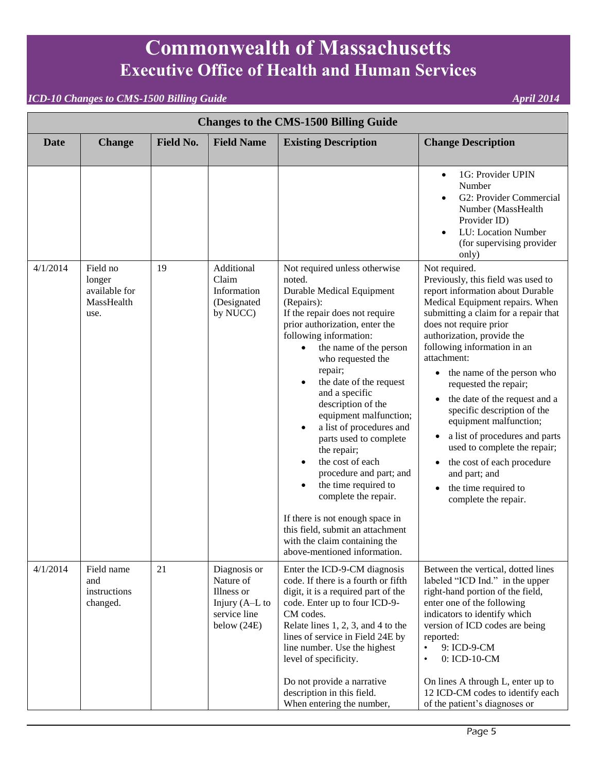| Changes to the CMS-1500 Billing Guide | | | | | |
|---|---|---|---|---|---|
| **Date** | **Change** | **Field No.** | **Field Name** | **Existing Description** | **Change Description** |
| | | | | | • 1G: Provider UPIN Number<br>• G2: Provider Commercial Number (MassHealth Provider ID)<br>• LU: Location Number (for supervising provider only) |
| 4/1/2014 | Field no longer available for MassHealth use. | 19 | Additional Claim Information (Designated by NUCC) | Not required unless otherwise noted.<br>Durable Medical Equipment (Repairs):<br>If the repair does not require prior authorization, enter the following information:<br>• the name of the person who requested the repair;<br>• the date of the request and a specific description of the equipment malfunction;<br>• a list of procedures and parts used to complete the repair;<br>• the cost of each procedure and part; and<br>• the time required to complete the repair.<br><br>If there is not enough space in this field, submit an attachment with the claim containing the above-mentioned information. | Not required.<br>Previously, this field was used to report information about Durable Medical Equipment repairs. When submitting a claim for a repair that does not require prior authorization, provide the following information in an attachment:<br>• the name of the person who requested the repair;<br>• the date of the request and a specific description of the equipment malfunction;<br>• a list of procedures and parts used to complete the repair;<br>• the cost of each procedure and part; and<br>• the time required to complete the repair. |
| 4/1/2014 | Field name and instructions changed. | 21 | Diagnosis or Nature of Illness or Injury (A–L to service line below (24E) | Enter the ICD-9-CM diagnosis code. If there is a fourth or fifth digit, it is a required part of the code. Enter up to four ICD-9-CM codes.<br>Relate lines 1, 2, 3, and 4 to the lines of service in Field 24E by line number. Use the highest level of specificity.<br><br>Do not provide a narrative description in this field.<br>When entering the number, | Between the vertical, dotted lines labeled "ICD Ind." in the upper right-hand portion of the field, enter one of the following indicators to identify which version of ICD codes are being reported:<br>• 9: ICD-9-CM<br>• 0: ICD-10-CM<br><br>On lines A through L, enter up to 12 ICD-CM codes to identify each of the patient's diagnoses or |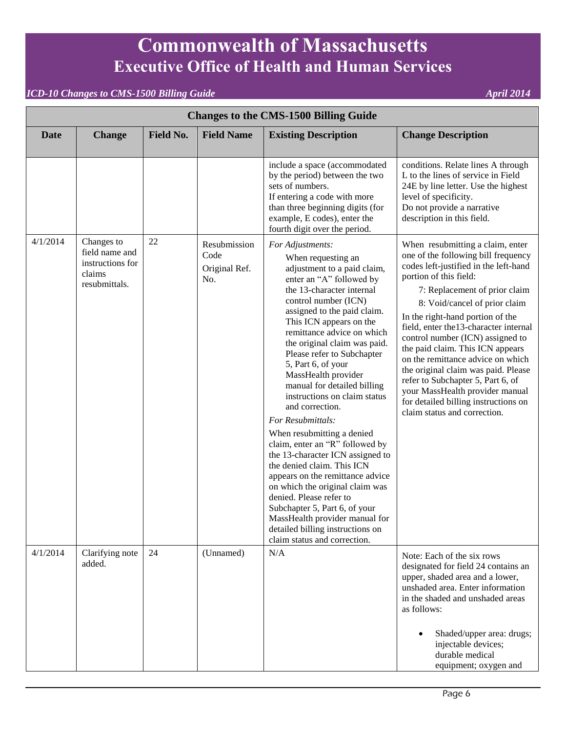# Commonwealth of Massachusetts
## Executive Office of Health and Human Services

*ICD-10 Changes to CMS-1500 Billing Guide* *April 2014*

| Changes to the CMS-1500 Billing Guide | | | | | |
|---|---|---|---|---|---|
| **Date** | **Change** | **Field No.** | **Field Name** | **Existing Description** | **Change Description** |
| | | | | include a space (accommodated by the period) between the two sets of numbers.<br>If entering a code with more than three beginning digits (for example, E codes), enter the fourth digit over the period. | conditions. Relate lines A through L to the lines of service in Field 24E by line letter. Use the highest level of specificity.<br>Do not provide a narrative description in this field. |
| 4/1/2014 | Changes to field name and instructions for claims resubmittals. | 22 | Resubmission Code Original Ref. No. | *For Adjustments:*<br>When requesting an adjustment to a paid claim, enter an "A" followed by the 13-character internal control number (ICN) assigned to the paid claim. This ICN appears on the remittance advice on which the original claim was paid. Please refer to Subchapter 5, Part 6, of your MassHealth provider manual for detailed billing instructions on claim status and correction.<br>*For Resubmittals:*<br>When resubmitting a denied claim, enter an "R" followed by the 13-character ICN assigned to the denied claim. This ICN appears on the remittance advice on which the original claim was denied. Please refer to Subchapter 5, Part 6, of your MassHealth provider manual for detailed billing instructions on claim status and correction. | When resubmitting a claim, enter one of the following bill frequency codes left-justified in the left-hand portion of this field:<br>7: Replacement of prior claim<br>8: Void/cancel of prior claim<br>In the right-hand portion of the field, enter the13-character internal control number (ICN) assigned to the paid claim. This ICN appears on the remittance advice on which the original claim was paid. Please refer to Subchapter 5, Part 6, of your MassHealth provider manual for detailed billing instructions on claim status and correction. |
| 4/1/2014 | Clarifying note added. | 24 | (Unnamed) | N/A | Note: Each of the six rows designated for field 24 contains an upper, shaded area and a lower, unshaded area. Enter information in the shaded and unshaded areas as follows:<br>• Shaded/upper area: drugs; injectable devices; durable medical equipment; oxygen and |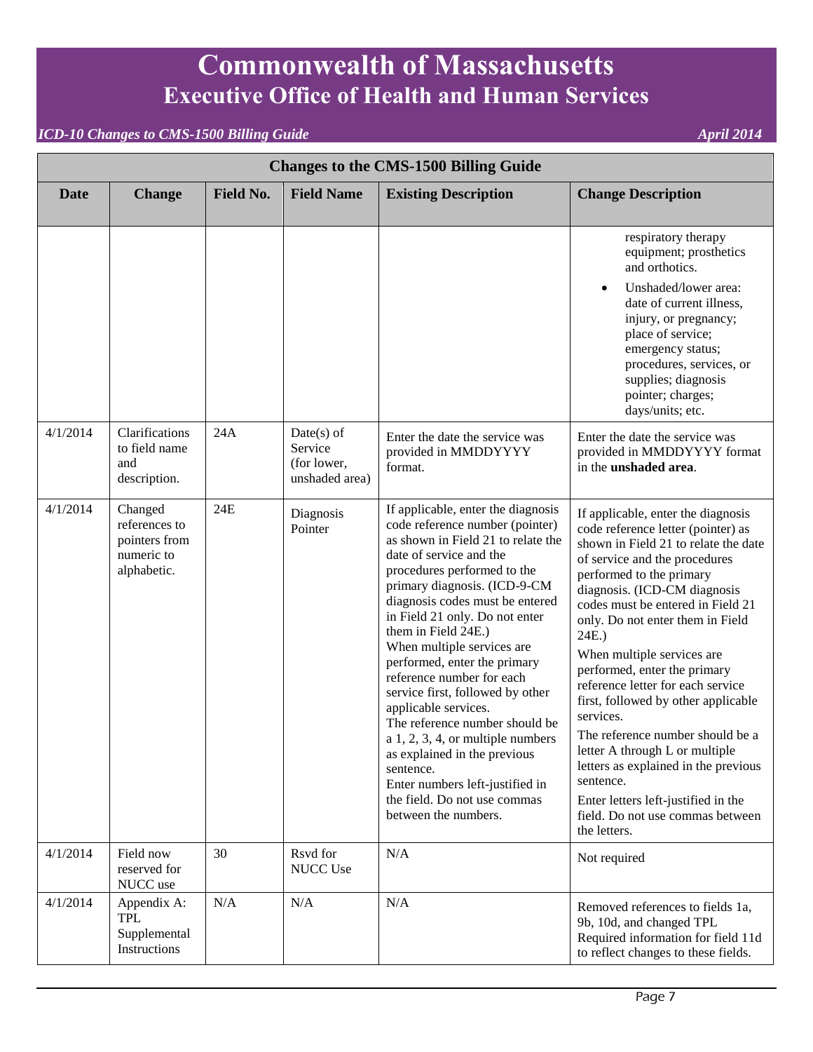| Changes to the CMS-1500 Billing Guide | | | | | |
|---|---|---|---|---|---|
| **Date** | **Change** | **Field No.** | **Field Name** | **Existing Description** | **Change Description** |
| | | | | | respiratory therapy equipment; prosthetics and orthotics.<br>• Unshaded/lower area: date of current illness, injury, or pregnancy; place of service; emergency status; procedures, services, or supplies; diagnosis pointer; charges; days/units; etc. |
| 4/1/2014 | Clarifications to field name and description. | 24A | Date(s) of Service (for lower, unshaded area) | Enter the date the service was provided in MMDDYYYY format. | Enter the date the service was provided in MMDDYYYY format in the **unshaded area**. |
| 4/1/2014 | Changed references to pointers from numeric to alphabetic. | 24E | Diagnosis Pointer | If applicable, enter the diagnosis code reference number (pointer) as shown in Field 21 to relate the date of service and the procedures performed to the primary diagnosis. (ICD-9-CM diagnosis codes must be entered in Field 21 only. Do not enter them in Field 24E.)<br>When multiple services are performed, enter the primary reference number for each service first, followed by other applicable services.<br>The reference number should be a 1, 2, 3, 4, or multiple numbers as explained in the previous sentence.<br>Enter numbers left-justified in the field. Do not use commas between the numbers. | If applicable, enter the diagnosis code reference letter (pointer) as shown in Field 21 to relate the date of service and the procedures performed to the primary diagnosis. (ICD-CM diagnosis codes must be entered in Field 21 only. Do not enter them in Field 24E.)<br>When multiple services are performed, enter the primary reference letter for each service first, followed by other applicable services.<br>The reference number should be a letter A through L or multiple letters as explained in the previous sentence.<br>Enter letters left-justified in the field. Do not use commas between the letters. |
| 4/1/2014 | Field now reserved for NUCC use | 30 | Rsvd for NUCC Use | N/A | Not required |
| 4/1/2014 | Appendix A: TPL Supplemental Instructions | N/A | N/A | N/A | Removed references to fields 1a, 9b, 10d, and changed TPL Required information for field 11d to reflect changes to these fields. |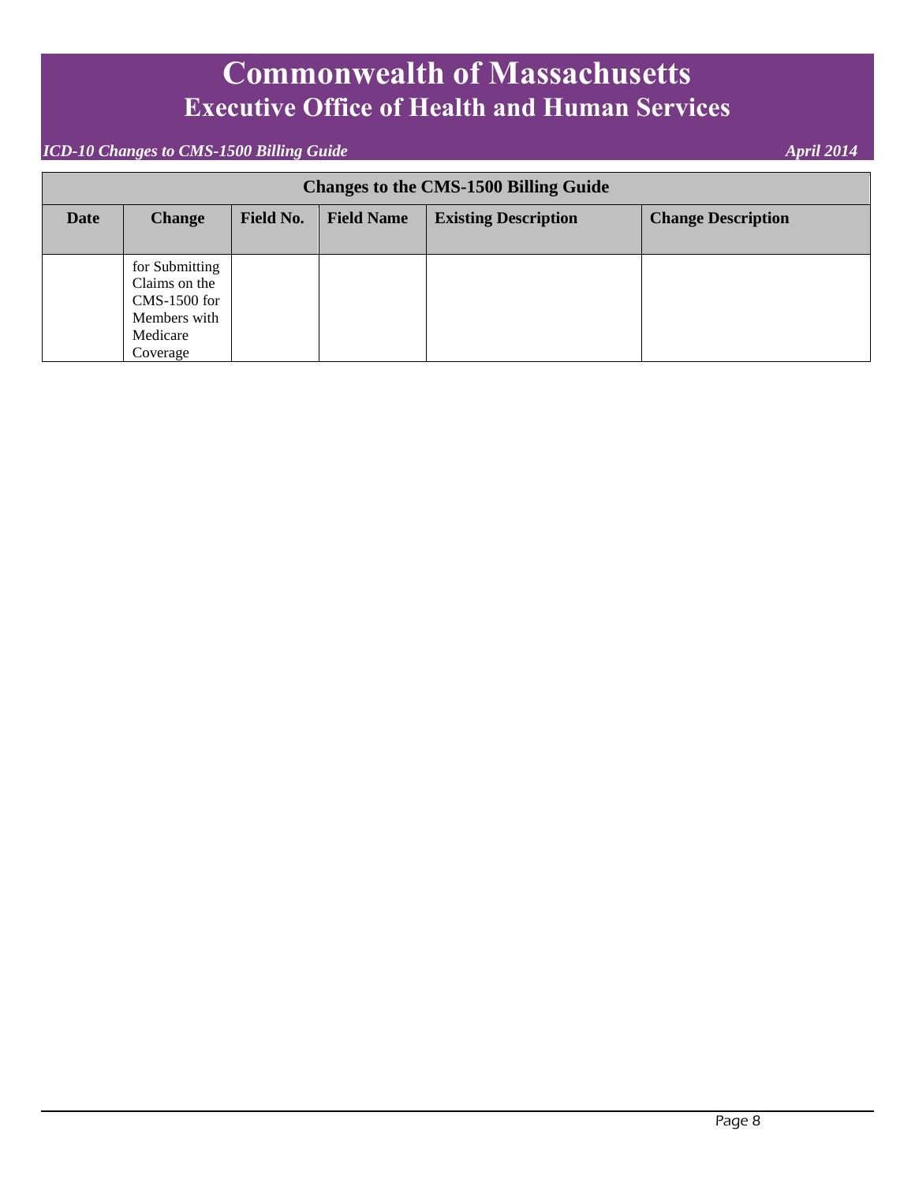| Changes to the CMS-1500 Billing Guide | | | | | |
|---|---|---|---|---|---|
| **Date** | **Change** | **Field No.** | **Field Name** | **Existing Description** | **Change Description** |
| | for Submitting Claims on the CMS-1500 for Members with Medicare Coverage | | | | |